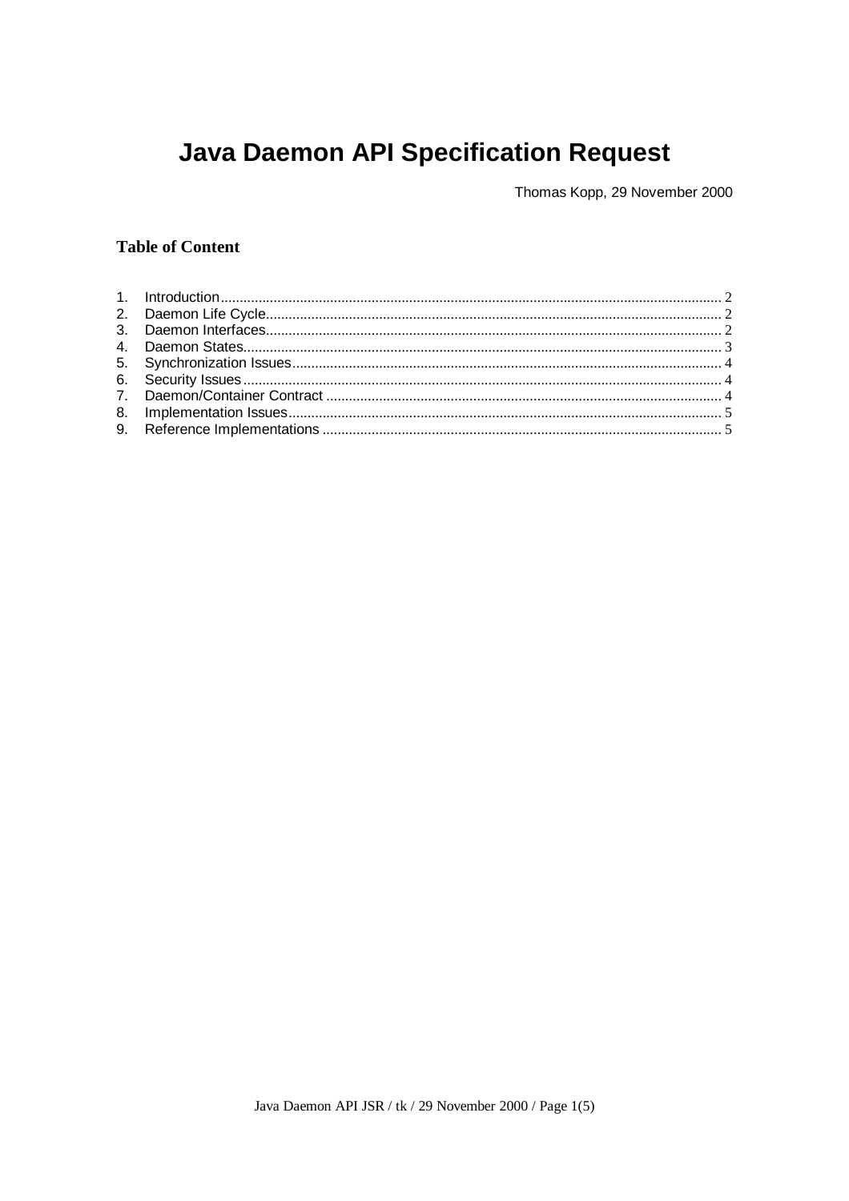# Java Daemon API Specification Request

Thomas Kopp, 29 November 2000

## Table of Content

1. Introduction ... 2
2. Daemon Life Cycle ... 2
3. Daemon Interfaces ... 2
4. Daemon States ... 3
5. Synchronization Issues ... 4
6. Security Issues ... 4
7. Daemon/Container Contract ... 4
8. Implementation Issues ... 5
9. Reference Implementations ... 5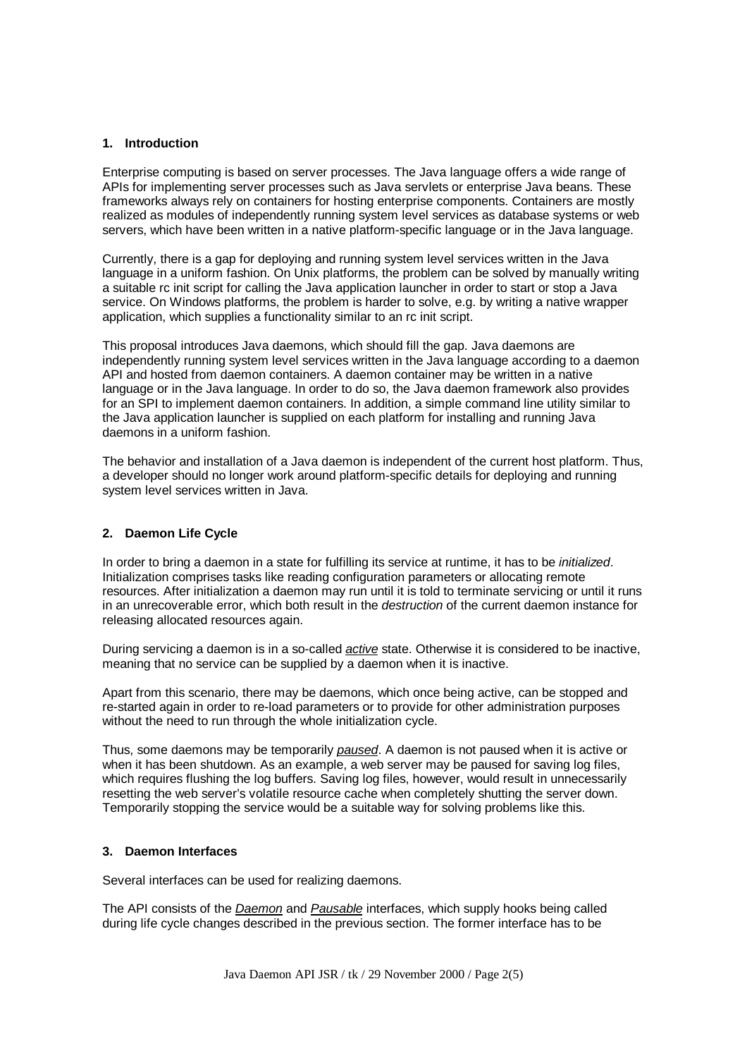## 1. Introduction

Enterprise computing is based on server processes. The Java language offers a wide range of APIs for implementing server processes such as Java servlets or enterprise Java beans. These frameworks always rely on containers for hosting enterprise components. Containers are mostly realized as modules of independently running system level services as database systems or web servers, which have been written in a native platform-specific language or in the Java language.

Currently, there is a gap for deploying and running system level services written in the Java language in a uniform fashion. On Unix platforms, the problem can be solved by manually writing a suitable rc init script for calling the Java application launcher in order to start or stop a Java service. On Windows platforms, the problem is harder to solve, e.g. by writing a native wrapper application, which supplies a functionality similar to an rc init script.

This proposal introduces Java daemons, which should fill the gap. Java daemons are independently running system level services written in the Java language according to a daemon API and hosted from daemon containers. A daemon container may be written in a native language or in the Java language. In order to do so, the Java daemon framework also provides for an SPI to implement daemon containers. In addition, a simple command line utility similar to the Java application launcher is supplied on each platform for installing and running Java daemons in a uniform fashion.

The behavior and installation of a Java daemon is independent of the current host platform. Thus, a developer should no longer work around platform-specific details for deploying and running system level services written in Java.

## 2. Daemon Life Cycle

In order to bring a daemon in a state for fulfilling its service at runtime, it has to be *initialized*. Initialization comprises tasks like reading configuration parameters or allocating remote resources. After initialization a daemon may run until it is told to terminate servicing or until it runs in an unrecoverable error, which both result in the *destruction* of the current daemon instance for releasing allocated resources again.

During servicing a daemon is in a so-called *active* state. Otherwise it is considered to be inactive, meaning that no service can be supplied by a daemon when it is inactive.

Apart from this scenario, there may be daemons, which once being active, can be stopped and re-started again in order to re-load parameters or to provide for other administration purposes without the need to run through the whole initialization cycle.

Thus, some daemons may be temporarily *paused*. A daemon is not paused when it is active or when it has been shutdown. As an example, a web server may be paused for saving log files, which requires flushing the log buffers. Saving log files, however, would result in unnecessarily resetting the web server's volatile resource cache when completely shutting the server down. Temporarily stopping the service would be a suitable way for solving problems like this.

## 3. Daemon Interfaces

Several interfaces can be used for realizing daemons.

The API consists of the *Daemon* and *Pausable* interfaces, which supply hooks being called during life cycle changes described in the previous section. The former interface has to be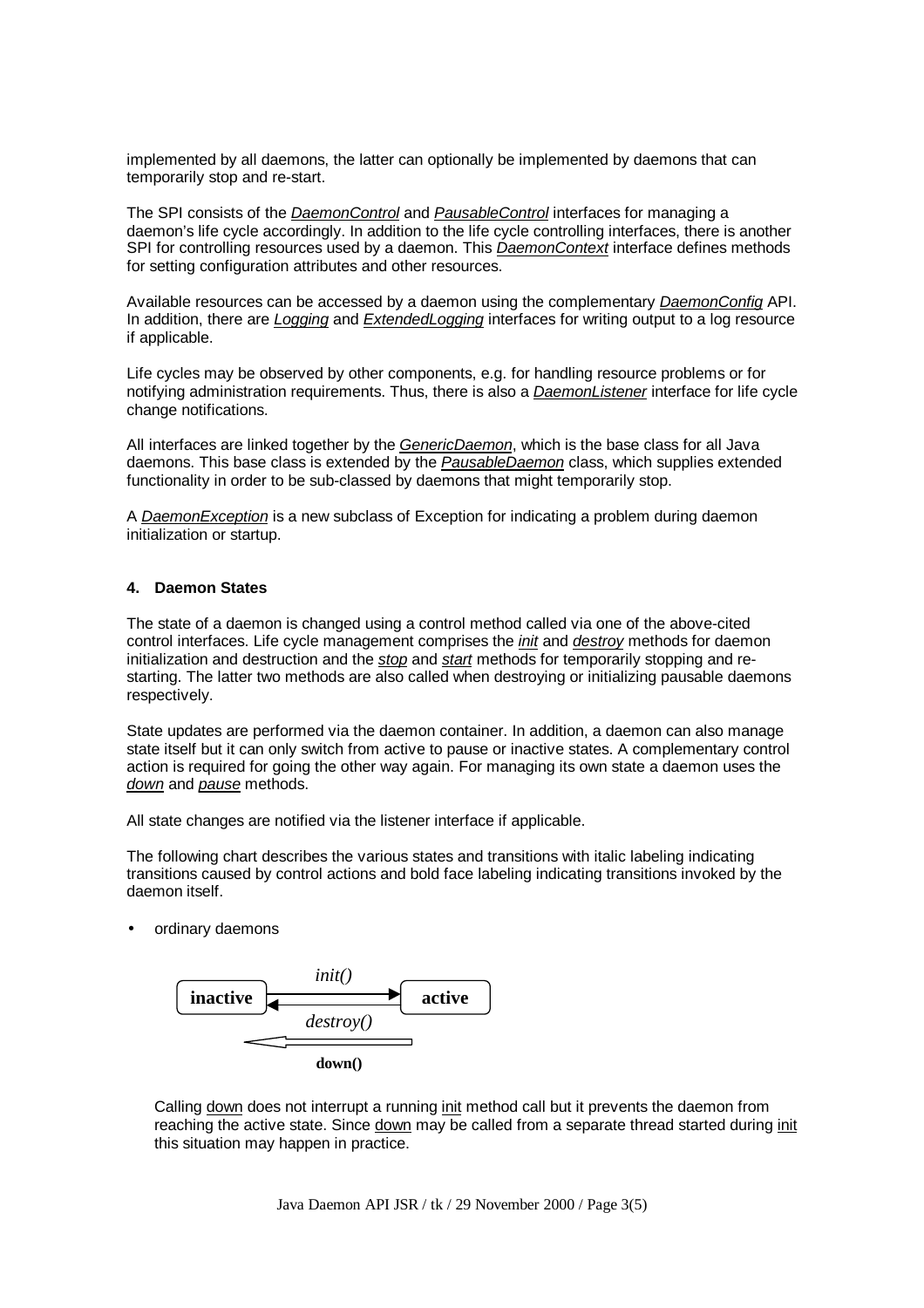implemented by all daemons, the latter can optionally be implemented by daemons that can temporarily stop and re-start.

The SPI consists of the *DaemonControl* and *PausableControl* interfaces for managing a daemon's life cycle accordingly. In addition to the life cycle controlling interfaces, there is another SPI for controlling resources used by a daemon. This *DaemonContext* interface defines methods for setting configuration attributes and other resources.

Available resources can be accessed by a daemon using the complementary *DaemonConfig* API. In addition, there are *Logging* and *ExtendedLogging* interfaces for writing output to a log resource if applicable.

Life cycles may be observed by other components, e.g. for handling resource problems or for notifying administration requirements. Thus, there is also a *DaemonListener* interface for life cycle change notifications.

All interfaces are linked together by the *GenericDaemon*, which is the base class for all Java daemons. This base class is extended by the *PausableDaemon* class, which supplies extended functionality in order to be sub-classed by daemons that might temporarily stop.

A *DaemonException* is a new subclass of Exception for indicating a problem during daemon initialization or startup.

#### 4. Daemon States

The state of a daemon is changed using a control method called via one of the above-cited control interfaces. Life cycle management comprises the *init* and *destroy* methods for daemon initialization and destruction and the *stop* and *start* methods for temporarily stopping and re-starting. The latter two methods are also called when destroying or initializing pausable daemons respectively.

State updates are performed via the daemon container. In addition, a daemon can also manage state itself but it can only switch from active to pause or inactive states. A complementary control action is required for going the other way again. For managing its own state a daemon uses the *down* and *pause* methods.

All state changes are notified via the listener interface if applicable.

The following chart describes the various states and transitions with italic labeling indicating transitions caused by control actions and bold face labeling indicating transitions invoked by the daemon itself.

- ordinary daemons

**inactive** —*init()*→ **active**

**active** —*destroy()*→ **inactive**

**active** —**down()**→ **inactive**

Calling down does not interrupt a running init method call but it prevents the daemon from reaching the active state. Since down may be called from a separate thread started during init this situation may happen in practice.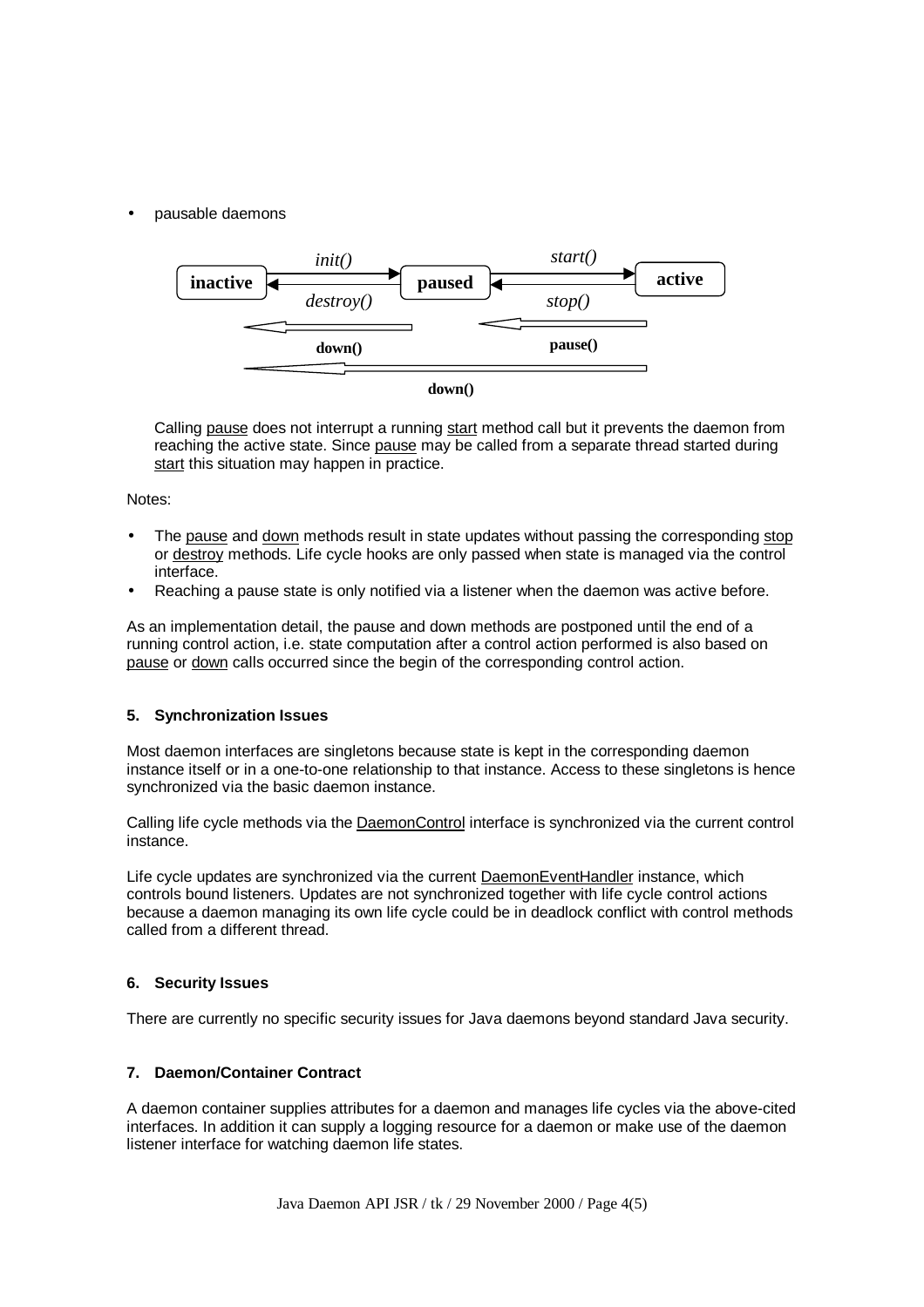- pausable daemons

Calling pause does not interrupt a running start method call but it prevents the daemon from reaching the active state. Since pause may be called from a separate thread started during start this situation may happen in practice.

Notes:

- The pause and down methods result in state updates without passing the corresponding stop or destroy methods. Life cycle hooks are only passed when state is managed via the control interface.
- Reaching a pause state is only notified via a listener when the daemon was active before.

As an implementation detail, the pause and down methods are postponed until the end of a running control action, i.e. state computation after a control action performed is also based on pause or down calls occurred since the begin of the corresponding control action.

### 5. Synchronization Issues

Most daemon interfaces are singletons because state is kept in the corresponding daemon instance itself or in a one-to-one relationship to that instance. Access to these singletons is hence synchronized via the basic daemon instance.

Calling life cycle methods via the DaemonControl interface is synchronized via the current control instance.

Life cycle updates are synchronized via the current DaemonEventHandler instance, which controls bound listeners. Updates are not synchronized together with life cycle control actions because a daemon managing its own life cycle could be in deadlock conflict with control methods called from a different thread.

### 6. Security Issues

There are currently no specific security issues for Java daemons beyond standard Java security.

### 7. Daemon/Container Contract

A daemon container supplies attributes for a daemon and manages life cycles via the above-cited interfaces. In addition it can supply a logging resource for a daemon or make use of the daemon listener interface for watching daemon life states.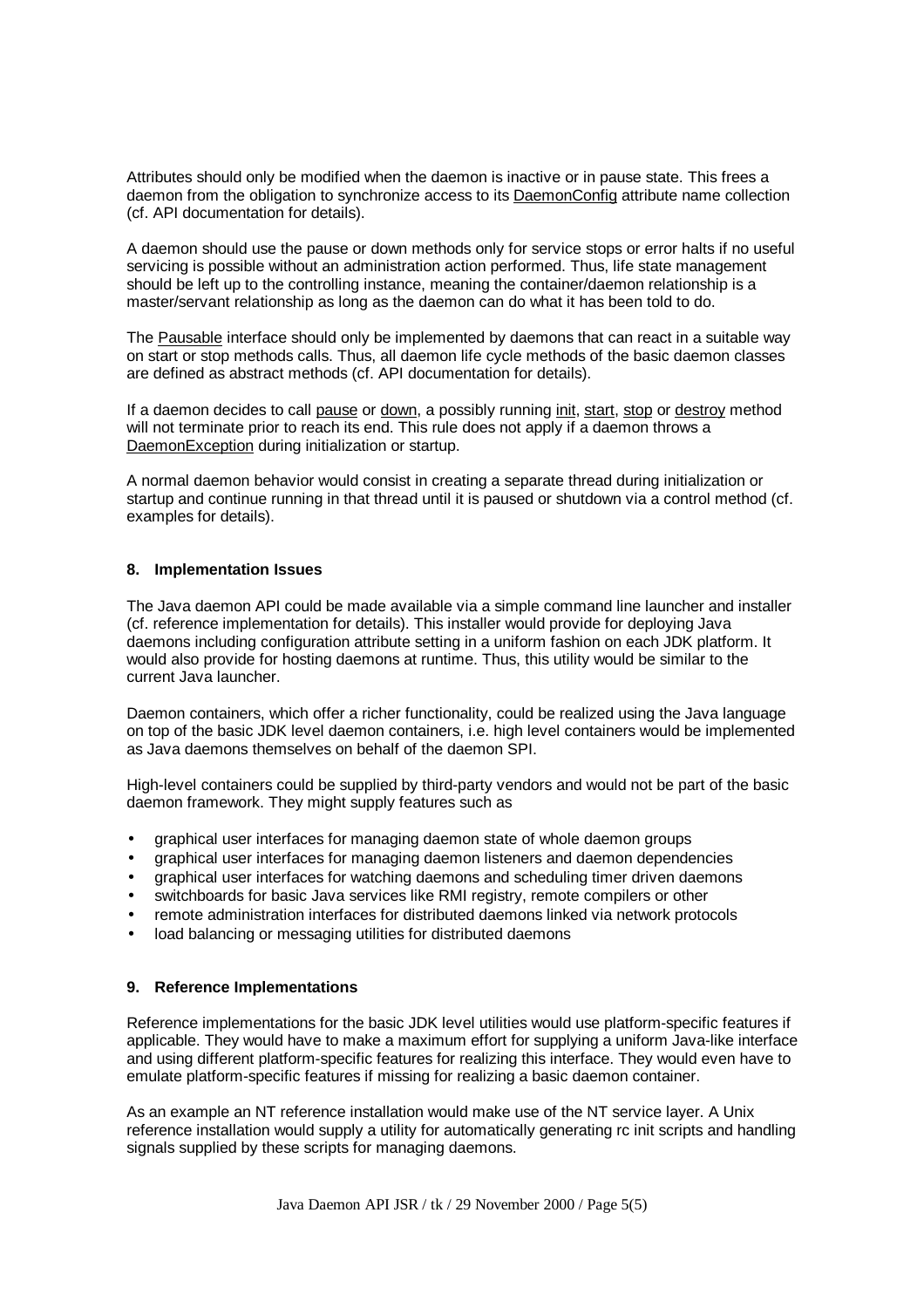Attributes should only be modified when the daemon is inactive or in pause state. This frees a daemon from the obligation to synchronize access to its DaemonConfig attribute name collection (cf. API documentation for details).

A daemon should use the pause or down methods only for service stops or error halts if no useful servicing is possible without an administration action performed. Thus, life state management should be left up to the controlling instance, meaning the container/daemon relationship is a master/servant relationship as long as the daemon can do what it has been told to do.

The Pausable interface should only be implemented by daemons that can react in a suitable way on start or stop methods calls. Thus, all daemon life cycle methods of the basic daemon classes are defined as abstract methods (cf. API documentation for details).

If a daemon decides to call pause or down, a possibly running init, start, stop or destroy method will not terminate prior to reach its end. This rule does not apply if a daemon throws a DaemonException during initialization or startup.

A normal daemon behavior would consist in creating a separate thread during initialization or startup and continue running in that thread until it is paused or shutdown via a control method (cf. examples for details).

### 8. Implementation Issues

The Java daemon API could be made available via a simple command line launcher and installer (cf. reference implementation for details). This installer would provide for deploying Java daemons including configuration attribute setting in a uniform fashion on each JDK platform. It would also provide for hosting daemons at runtime. Thus, this utility would be similar to the current Java launcher.

Daemon containers, which offer a richer functionality, could be realized using the Java language on top of the basic JDK level daemon containers, i.e. high level containers would be implemented as Java daemons themselves on behalf of the daemon SPI.

High-level containers could be supplied by third-party vendors and would not be part of the basic daemon framework. They might supply features such as

- graphical user interfaces for managing daemon state of whole daemon groups
- graphical user interfaces for managing daemon listeners and daemon dependencies
- graphical user interfaces for watching daemons and scheduling timer driven daemons
- switchboards for basic Java services like RMI registry, remote compilers or other
- remote administration interfaces for distributed daemons linked via network protocols
- load balancing or messaging utilities for distributed daemons

### 9. Reference Implementations

Reference implementations for the basic JDK level utilities would use platform-specific features if applicable. They would have to make a maximum effort for supplying a uniform Java-like interface and using different platform-specific features for realizing this interface. They would even have to emulate platform-specific features if missing for realizing a basic daemon container.

As an example an NT reference installation would make use of the NT service layer. A Unix reference installation would supply a utility for automatically generating rc init scripts and handling signals supplied by these scripts for managing daemons.